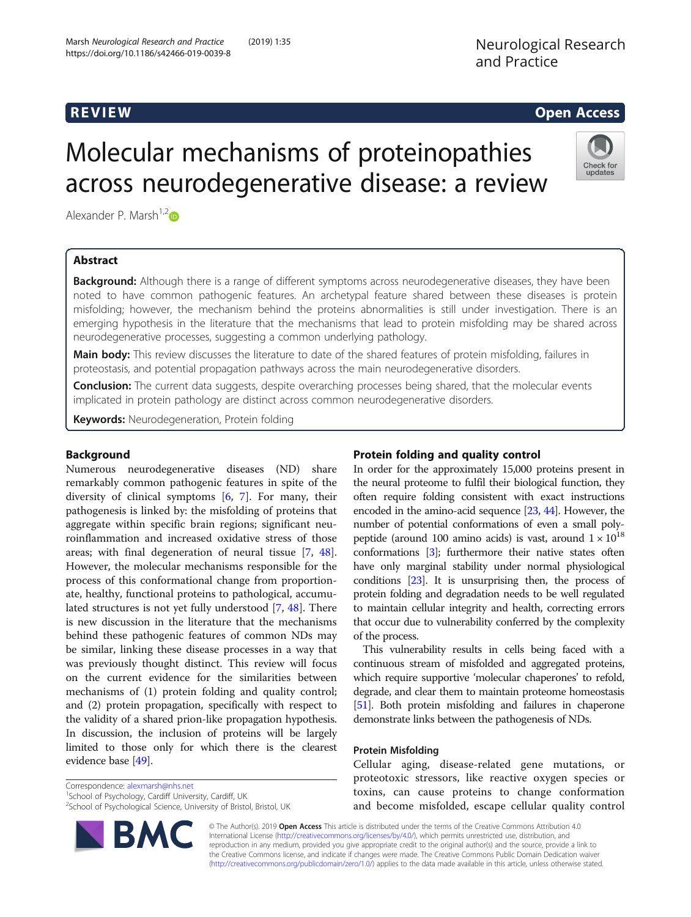REVIEW

Open Access

# Molecular mechanisms of proteinopathies across neurodegenerative disease: a review

Alexander P. Marsh[1,2]

## Abstract

**Background:** Although there is a range of different symptoms across neurodegenerative diseases, they have been noted to have common pathogenic features. An archetypal feature shared between these diseases is protein misfolding; however, the mechanism behind the proteins abnormalities is still under investigation. There is an emerging hypothesis in the literature that the mechanisms that lead to protein misfolding may be shared across neurodegenerative processes, suggesting a common underlying pathology.

**Main body:** This review discusses the literature to date of the shared features of protein misfolding, failures in proteostasis, and potential propagation pathways across the main neurodegenerative disorders.

**Conclusion:** The current data suggests, despite overarching processes being shared, that the molecular events implicated in protein pathology are distinct across common neurodegenerative disorders.

**Keywords:** Neurodegeneration, Protein folding

## Background

Numerous neurodegenerative diseases (ND) share remarkably common pathogenic features in spite of the diversity of clinical symptoms [6, 7]. For many, their pathogenesis is linked by: the misfolding of proteins that aggregate within specific brain regions; significant neuroinflammation and increased oxidative stress of those areas; with final degeneration of neural tissue [7, 48]. However, the molecular mechanisms responsible for the process of this conformational change from proportionate, healthy, functional proteins to pathological, accumulated structures is not yet fully understood [7, 48]. There is new discussion in the literature that the mechanisms behind these pathogenic features of common NDs may be similar, linking these disease processes in a way that was previously thought distinct. This review will focus on the current evidence for the similarities between mechanisms of (1) protein folding and quality control; and (2) protein propagation, specifically with respect to the validity of a shared prion-like propagation hypothesis. In discussion, the inclusion of proteins will be largely limited to those only for which there is the clearest evidence base [49].

## Protein folding and quality control

In order for the approximately 15,000 proteins present in the neural proteome to fulfil their biological function, they often require folding consistent with exact instructions encoded in the amino-acid sequence [23, 44]. However, the number of potential conformations of even a small polypeptide (around 100 amino acids) is vast, around $1 \times 10^{18}$ conformations [3]; furthermore their native states often have only marginal stability under normal physiological conditions [23]. It is unsurprising then, the process of protein folding and degradation needs to be well regulated to maintain cellular integrity and health, correcting errors that occur due to vulnerability conferred by the complexity of the process.

This vulnerability results in cells being faced with a continuous stream of misfolded and aggregated proteins, which require supportive 'molecular chaperones' to refold, degrade, and clear them to maintain proteome homeostasis [51]. Both protein misfolding and failures in chaperone demonstrate links between the pathogenesis of NDs.

### Protein Misfolding

Cellular aging, disease-related gene mutations, or proteotoxic stressors, like reactive oxygen species or toxins, can cause proteins to change conformation and become misfolded, escape cellular quality control

---

Correspondence: alexmarsh@nhs.net
[1]School of Psychology, Cardiff University, Cardiff, UK
[2]School of Psychological Science, University of Bristol, Bristol, UK

© The Author(s). 2019 **Open Access** This article is distributed under the terms of the Creative Commons Attribution 4.0 International License (http://creativecommons.org/licenses/by/4.0/), which permits unrestricted use, distribution, and reproduction in any medium, provided you give appropriate credit to the original author(s) and the source, provide a link to the Creative Commons license, and indicate if changes were made. The Creative Commons Public Domain Dedication waiver (http://creativecommons.org/publicdomain/zero/1.0/) applies to the data made available in this article, unless otherwise stated.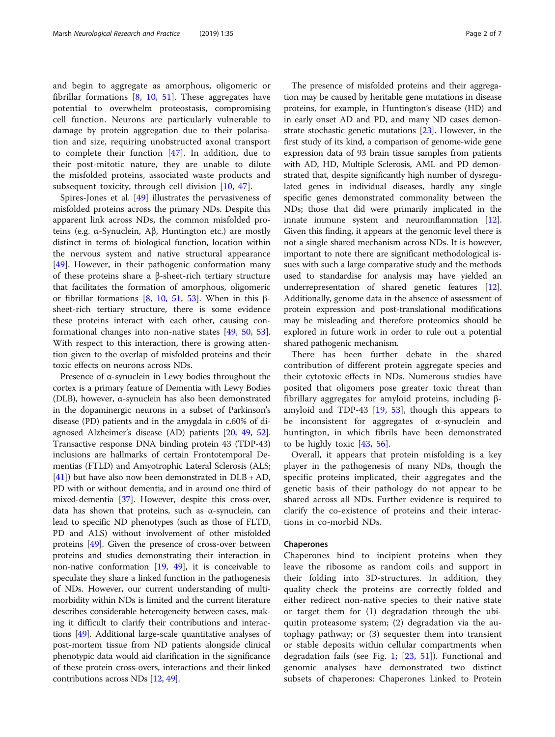and begin to aggregate as amorphous, oligomeric or fibrillar formations [8, 10, 51]. These aggregates have potential to overwhelm proteostasis, compromising cell function. Neurons are particularly vulnerable to damage by protein aggregation due to their polarisation and size, requiring unobstructed axonal transport to complete their function [47]. In addition, due to their post-mitotic nature, they are unable to dilute the misfolded proteins, associated waste products and subsequent toxicity, through cell division [10, 47].

Spires-Jones et al. [49] illustrates the pervasiveness of misfolded proteins across the primary NDs. Despite this apparent link across NDs, the common misfolded proteins (e.g. α-Synuclein, Aβ, Huntington etc.) are mostly distinct in terms of: biological function, location within the nervous system and native structural appearance [49]. However, in their pathogenic conformation many of these proteins share a β-sheet-rich tertiary structure that facilitates the formation of amorphous, oligomeric or fibrillar formations [8, 10, 51, 53]. When in this β-sheet-rich tertiary structure, there is some evidence these proteins interact with each other, causing conformational changes into non-native states [49, 50, 53]. With respect to this interaction, there is growing attention given to the overlap of misfolded proteins and their toxic effects on neurons across NDs.

Presence of α-synuclein in Lewy bodies throughout the cortex is a primary feature of Dementia with Lewy Bodies (DLB), however, α-synuclein has also been demonstrated in the dopaminergic neurons in a subset of Parkinson's disease (PD) patients and in the amygdala in c.60% of diagnosed Alzheimer's disease (AD) patients [20, 49, 52]. Transactive response DNA binding protein 43 (TDP-43) inclusions are hallmarks of certain Frontotemporal Dementias (FTLD) and Amyotrophic Lateral Sclerosis (ALS; [41]) but have also now been demonstrated in DLB + AD, PD with or without dementia, and in around one third of mixed-dementia [37]. However, despite this cross-over, data has shown that proteins, such as α-synuclein, can lead to specific ND phenotypes (such as those of FLTD, PD and ALS) without involvement of other misfolded proteins [49]. Given the presence of cross-over between proteins and studies demonstrating their interaction in non-native conformation [19, 49], it is conceivable to speculate they share a linked function in the pathogenesis of NDs. However, our current understanding of multimorbidity within NDs is limited and the current literature describes considerable heterogeneity between cases, making it difficult to clarify their contributions and interactions [49]. Additional large-scale quantitative analyses of post-mortem tissue from ND patients alongside clinical phenotypic data would aid clarification in the significance of these protein cross-overs, interactions and their linked contributions across NDs [12, 49].

The presence of misfolded proteins and their aggregation may be caused by heritable gene mutations in disease proteins, for example, in Huntington's disease (HD) and in early onset AD and PD, and many ND cases demonstrate stochastic genetic mutations [23]. However, in the first study of its kind, a comparison of genome-wide gene expression data of 93 brain tissue samples from patients with AD, HD, Multiple Sclerosis, AML and PD demonstrated that, despite significantly high number of dysregulated genes in individual diseases, hardly any single specific genes demonstrated commonality between the NDs; those that did were primarily implicated in the innate immune system and neuroinflammation [12]. Given this finding, it appears at the genomic level there is not a single shared mechanism across NDs. It is however, important to note there are significant methodological issues with such a large comparative study and the methods used to standardise for analysis may have yielded an underrepresentation of shared genetic features [12]. Additionally, genome data in the absence of assessment of protein expression and post-translational modifications may be misleading and therefore proteomics should be explored in future work in order to rule out a potential shared pathogenic mechanism.

There has been further debate in the shared contribution of different protein aggregate species and their cytotoxic effects in NDs. Numerous studies have posited that oligomers pose greater toxic threat than fibrillary aggregates for amyloid proteins, including β-amyloid and TDP-43 [19, 53], though this appears to be inconsistent for aggregates of α-synuclein and huntington, in which fibrils have been demonstrated to be highly toxic [43, 56].

Overall, it appears that protein misfolding is a key player in the pathogenesis of many NDs, though the specific proteins implicated, their aggregates and the genetic basis of their pathology do not appear to be shared across all NDs. Further evidence is required to clarify the co-existence of proteins and their interactions in co-morbid NDs.

## Chaperones

Chaperones bind to incipient proteins when they leave the ribosome as random coils and support in their folding into 3D-structures. In addition, they quality check the proteins are correctly folded and either redirect non-native species to their native state or target them for (1) degradation through the ubiquitin proteasome system; (2) degradation via the autophagy pathway; or (3) sequester them into transient or stable deposits within cellular compartments when degradation fails (see Fig. 1; [23, 51]). Functional and genomic analyses have demonstrated two distinct subsets of chaperones: Chaperones Linked to Protein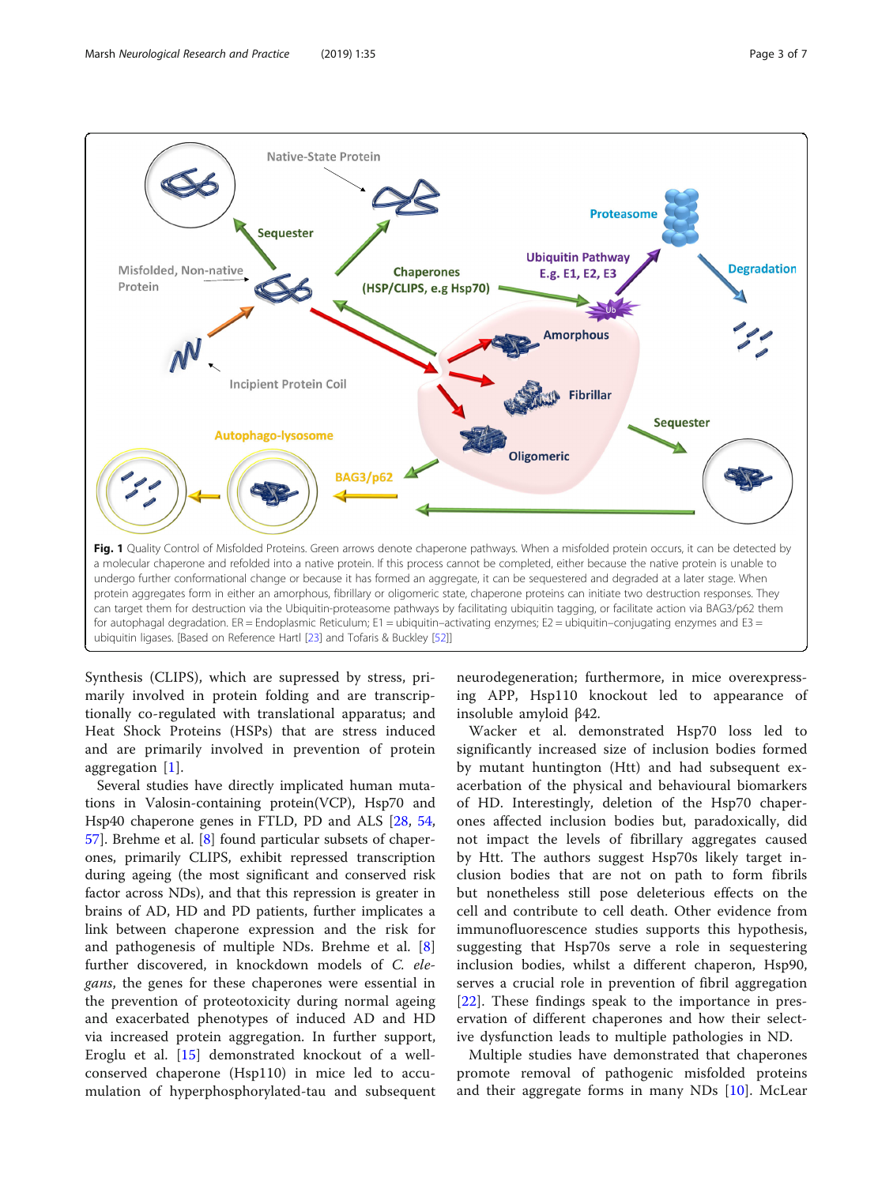**Fig. 1** Quality Control of Misfolded Proteins. Green arrows denote chaperone pathways. When a misfolded protein occurs, it can be detected by a molecular chaperone and refolded into a native protein. If this process cannot be completed, either because the native protein is unable to undergo further conformational change or because it has formed an aggregate, it can be sequestered and degraded at a later stage. When protein aggregates form in either an amorphous, fibrillary or oligomeric state, chaperone proteins can initiate two destruction responses. They can target them for destruction via the Ubiquitin-proteasome pathways by facilitating ubiquitin tagging, or facilitate action via BAG3/p62 them for autophagal degradation. ER = Endoplasmic Reticulum; E1 = ubiquitin–activating enzymes; E2 = ubiquitin–conjugating enzymes and E3 = ubiquitin ligases. [Based on Reference Hartl [23] and Tofaris & Buckley [52]]

Synthesis (CLIPS), which are supressed by stress, primarily involved in protein folding and are transcriptionally co-regulated with translational apparatus; and Heat Shock Proteins (HSPs) that are stress induced and are primarily involved in prevention of protein aggregation [1].

Several studies have directly implicated human mutations in Valosin-containing protein(VCP), Hsp70 and Hsp40 chaperone genes in FTLD, PD and ALS [28, 54, 57]. Brehme et al. [8] found particular subsets of chaperones, primarily CLIPS, exhibit repressed transcription during ageing (the most significant and conserved risk factor across NDs), and that this repression is greater in brains of AD, HD and PD patients, further implicates a link between chaperone expression and the risk for and pathogenesis of multiple NDs. Brehme et al. [8] further discovered, in knockdown models of *C. elegans*, the genes for these chaperones were essential in the prevention of proteotoxicity during normal ageing and exacerbated phenotypes of induced AD and HD via increased protein aggregation. In further support, Eroglu et al. [15] demonstrated knockout of a well-conserved chaperone (Hsp110) in mice led to accumulation of hyperphosphorylated-tau and subsequent neurodegeneration; furthermore, in mice overexpressing APP, Hsp110 knockout led to appearance of insoluble amyloid β42.

Wacker et al. demonstrated Hsp70 loss led to significantly increased size of inclusion bodies formed by mutant huntington (Htt) and had subsequent exacerbation of the physical and behavioural biomarkers of HD. Interestingly, deletion of the Hsp70 chaperones affected inclusion bodies but, paradoxically, did not impact the levels of fibrillary aggregates caused by Htt. The authors suggest Hsp70s likely target inclusion bodies that are not on path to form fibrils but nonetheless still pose deleterious effects on the cell and contribute to cell death. Other evidence from immunofluorescence studies supports this hypothesis, suggesting that Hsp70s serve a role in sequestering inclusion bodies, whilst a different chaperon, Hsp90, serves a crucial role in prevention of fibril aggregation [22]. These findings speak to the importance in preservation of different chaperones and how their selective dysfunction leads to multiple pathologies in ND.

Multiple studies have demonstrated that chaperones promote removal of pathogenic misfolded proteins and their aggregate forms in many NDs [10]. McLear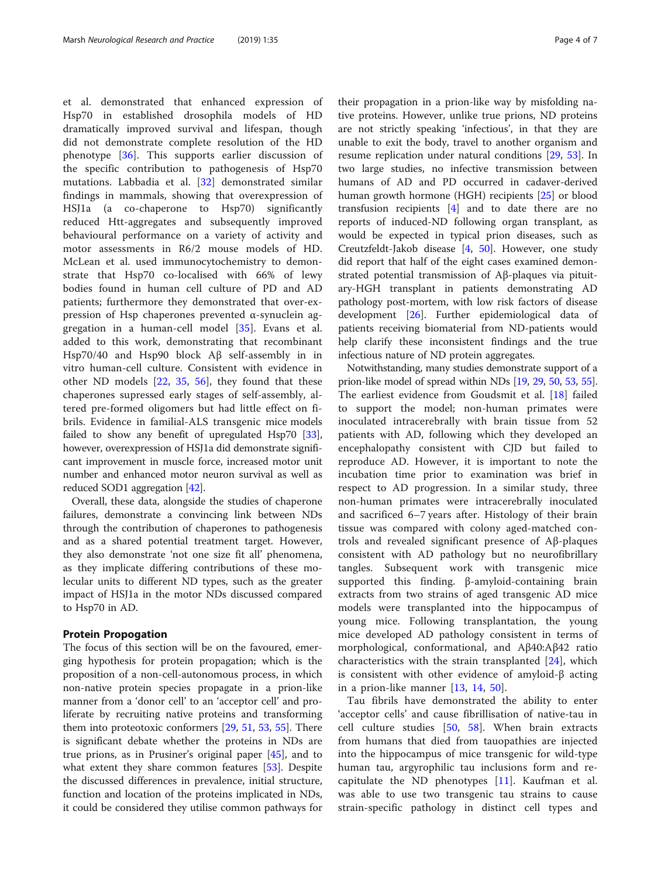et al. demonstrated that enhanced expression of Hsp70 in established drosophila models of HD dramatically improved survival and lifespan, though did not demonstrate complete resolution of the HD phenotype [36]. This supports earlier discussion of the specific contribution to pathogenesis of Hsp70 mutations. Labbadia et al. [32] demonstrated similar findings in mammals, showing that overexpression of HSJ1a (a co-chaperone to Hsp70) significantly reduced Htt-aggregates and subsequently improved behavioural performance on a variety of activity and motor assessments in R6/2 mouse models of HD. McLean et al. used immunocytochemistry to demonstrate that Hsp70 co-localised with 66% of lewy bodies found in human cell culture of PD and AD patients; furthermore they demonstrated that over-expression of Hsp chaperones prevented α-synuclein aggregation in a human-cell model [35]. Evans et al. added to this work, demonstrating that recombinant Hsp70/40 and Hsp90 block Aβ self-assembly in in vitro human-cell culture. Consistent with evidence in other ND models [22, 35, 56], they found that these chaperones supressed early stages of self-assembly, altered pre-formed oligomers but had little effect on fibrils. Evidence in familial-ALS transgenic mice models failed to show any benefit of upregulated Hsp70 [33], however, overexpression of HSJ1a did demonstrate significant improvement in muscle force, increased motor unit number and enhanced motor neuron survival as well as reduced SOD1 aggregation [42].

Overall, these data, alongside the studies of chaperone failures, demonstrate a convincing link between NDs through the contribution of chaperones to pathogenesis and as a shared potential treatment target. However, they also demonstrate 'not one size fit all' phenomena, as they implicate differing contributions of these molecular units to different ND types, such as the greater impact of HSJ1a in the motor NDs discussed compared to Hsp70 in AD.

## Protein Propogation

The focus of this section will be on the favoured, emerging hypothesis for protein propagation; which is the proposition of a non-cell-autonomous process, in which non-native protein species propagate in a prion-like manner from a 'donor cell' to an 'acceptor cell' and proliferate by recruiting native proteins and transforming them into proteotoxic conformers [29, 51, 53, 55]. There is significant debate whether the proteins in NDs are true prions, as in Prusiner's original paper [45], and to what extent they share common features [53]. Despite the discussed differences in prevalence, initial structure, function and location of the proteins implicated in NDs, it could be considered they utilise common pathways for their propagation in a prion-like way by misfolding native proteins. However, unlike true prions, ND proteins are not strictly speaking 'infectious', in that they are unable to exit the body, travel to another organism and resume replication under natural conditions [29, 53]. In two large studies, no infective transmission between humans of AD and PD occurred in cadaver-derived human growth hormone (HGH) recipients [25] or blood transfusion recipients [4] and to date there are no reports of induced-ND following organ transplant, as would be expected in typical prion diseases, such as Creutzfeldt-Jakob disease [4, 50]. However, one study did report that half of the eight cases examined demonstrated potential transmission of Aβ-plaques via pituitary-HGH transplant in patients demonstrating AD pathology post-mortem, with low risk factors of disease development [26]. Further epidemiological data of patients receiving biomaterial from ND-patients would help clarify these inconsistent findings and the true infectious nature of ND protein aggregates.

Notwithstanding, many studies demonstrate support of a prion-like model of spread within NDs [19, 29, 50, 53, 55]. The earliest evidence from Goudsmit et al. [18] failed to support the model; non-human primates were inoculated intracerebrally with brain tissue from 52 patients with AD, following which they developed an encephalopathy consistent with CJD but failed to reproduce AD. However, it is important to note the incubation time prior to examination was brief in respect to AD progression. In a similar study, three non-human primates were intracerebrally inoculated and sacrificed 6–7 years after. Histology of their brain tissue was compared with colony aged-matched controls and revealed significant presence of Aβ-plaques consistent with AD pathology but no neurofibrillary tangles. Subsequent work with transgenic mice supported this finding. β-amyloid-containing brain extracts from two strains of aged transgenic AD mice models were transplanted into the hippocampus of young mice. Following transplantation, the young mice developed AD pathology consistent in terms of morphological, conformational, and Aβ40:Aβ42 ratio characteristics with the strain transplanted [24], which is consistent with other evidence of amyloid-β acting in a prion-like manner [13, 14, 50].

Tau fibrils have demonstrated the ability to enter 'acceptor cells' and cause fibrillisation of native-tau in cell culture studies [50, 58]. When brain extracts from humans that died from tauopathies are injected into the hippocampus of mice transgenic for wild-type human tau, argyrophilic tau inclusions form and recapitulate the ND phenotypes [11]. Kaufman et al. was able to use two transgenic tau strains to cause strain-specific pathology in distinct cell types and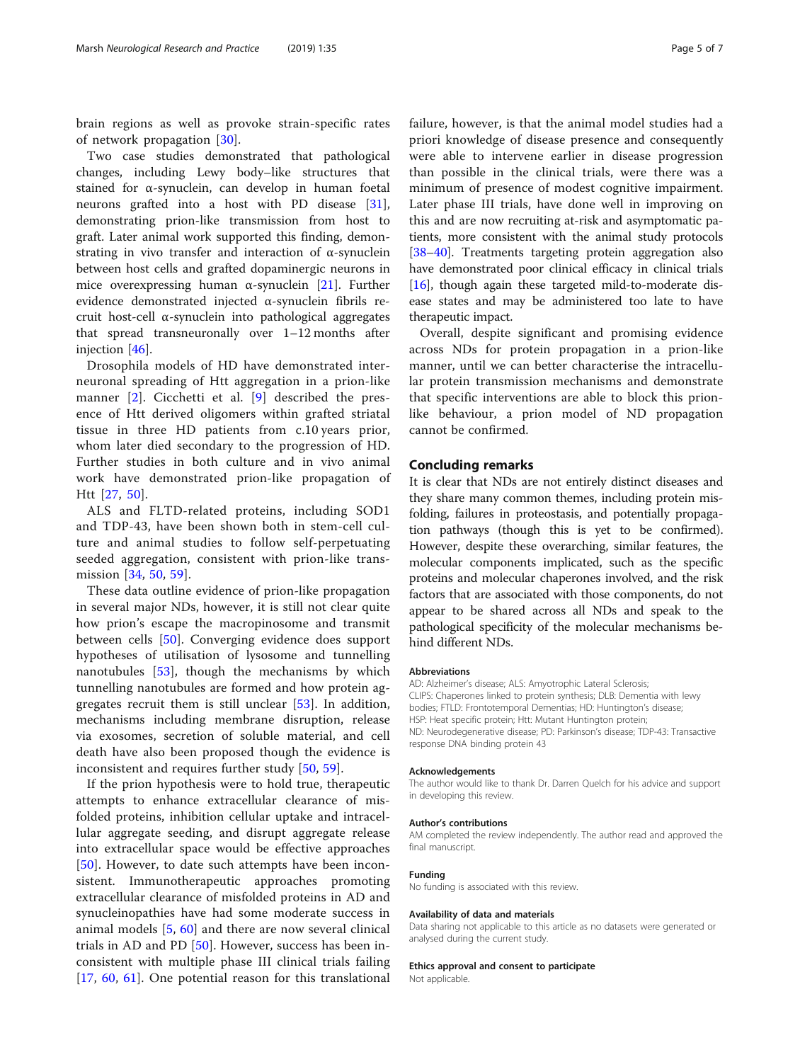brain regions as well as provoke strain-specific rates of network propagation [30].

Two case studies demonstrated that pathological changes, including Lewy body–like structures that stained for α-synuclein, can develop in human foetal neurons grafted into a host with PD disease [31], demonstrating prion-like transmission from host to graft. Later animal work supported this finding, demonstrating in vivo transfer and interaction of α-synuclein between host cells and grafted dopaminergic neurons in mice overexpressing human α-synuclein [21]. Further evidence demonstrated injected α-synuclein fibrils recruit host-cell α-synuclein into pathological aggregates that spread transneuronally over 1–12 months after injection [46].

Drosophila models of HD have demonstrated interneuronal spreading of Htt aggregation in a prion-like manner [2]. Cicchetti et al. [9] described the presence of Htt derived oligomers within grafted striatal tissue in three HD patients from c.10 years prior, whom later died secondary to the progression of HD. Further studies in both culture and in vivo animal work have demonstrated prion-like propagation of Htt [27, 50].

ALS and FLTD-related proteins, including SOD1 and TDP-43, have been shown both in stem-cell culture and animal studies to follow self-perpetuating seeded aggregation, consistent with prion-like transmission [34, 50, 59].

These data outline evidence of prion-like propagation in several major NDs, however, it is still not clear quite how prion's escape the macropinosome and transmit between cells [50]. Converging evidence does support hypotheses of utilisation of lysosome and tunnelling nanotubules [53], though the mechanisms by which tunnelling nanotubules are formed and how protein aggregates recruit them is still unclear [53]. In addition, mechanisms including membrane disruption, release via exosomes, secretion of soluble material, and cell death have also been proposed though the evidence is inconsistent and requires further study [50, 59].

If the prion hypothesis were to hold true, therapeutic attempts to enhance extracellular clearance of misfolded proteins, inhibition cellular uptake and intracellular aggregate seeding, and disrupt aggregate release into extracellular space would be effective approaches [50]. However, to date such attempts have been inconsistent. Immunotherapeutic approaches promoting extracellular clearance of misfolded proteins in AD and synucleinopathies have had some moderate success in animal models [5, 60] and there are now several clinical trials in AD and PD [50]. However, success has been inconsistent with multiple phase III clinical trials failing [17, 60, 61]. One potential reason for this translational failure, however, is that the animal model studies had a priori knowledge of disease presence and consequently were able to intervene earlier in disease progression than possible in the clinical trials, were there was a minimum of presence of modest cognitive impairment. Later phase III trials, have done well in improving on this and are now recruiting at-risk and asymptomatic patients, more consistent with the animal study protocols [38–40]. Treatments targeting protein aggregation also have demonstrated poor clinical efficacy in clinical trials [16], though again these targeted mild-to-moderate disease states and may be administered too late to have therapeutic impact.

Overall, despite significant and promising evidence across NDs for protein propagation in a prion-like manner, until we can better characterise the intracellular protein transmission mechanisms and demonstrate that specific interventions are able to block this prion-like behaviour, a prion model of ND propagation cannot be confirmed.

## Concluding remarks

It is clear that NDs are not entirely distinct diseases and they share many common themes, including protein misfolding, failures in proteostasis, and potentially propagation pathways (though this is yet to be confirmed). However, despite these overarching, similar features, the molecular components implicated, such as the specific proteins and molecular chaperones involved, and the risk factors that are associated with those components, do not appear to be shared across all NDs and speak to the pathological specificity of the molecular mechanisms behind different NDs.

#### Abbreviations

AD: Alzheimer's disease; ALS: Amyotrophic Lateral Sclerosis; CLIPS: Chaperones linked to protein synthesis; DLB: Dementia with lewy bodies; FTLD: Frontotemporal Dementias; HD: Huntington's disease; HSP: Heat specific protein; Htt: Mutant Huntington protein; ND: Neurodegenerative disease; PD: Parkinson's disease; TDP-43: Transactive response DNA binding protein 43

#### Acknowledgements

The author would like to thank Dr. Darren Quelch for his advice and support in developing this review.

#### Author's contributions

AM completed the review independently. The author read and approved the final manuscript.

#### Funding

No funding is associated with this review.

#### Availability of data and materials

Data sharing not applicable to this article as no datasets were generated or analysed during the current study.

#### Ethics approval and consent to participate

Not applicable.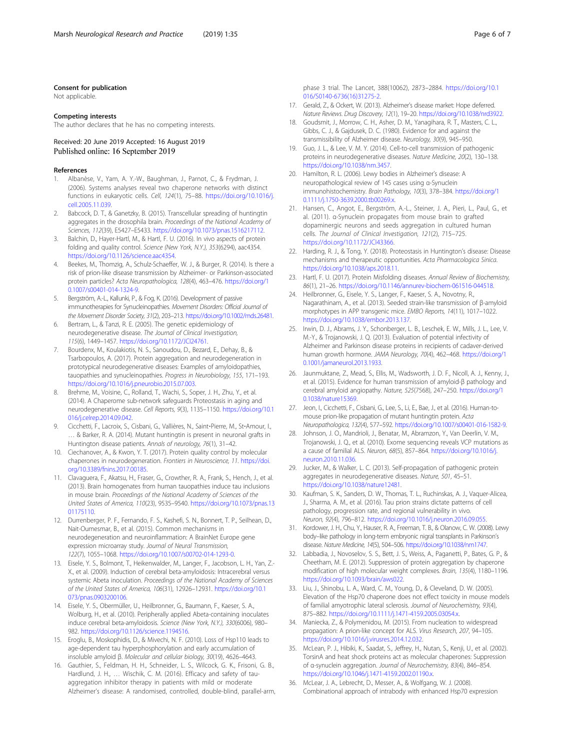## Consent for publication

Not applicable.

## Competing interests

The author declares that he has no competing interests.

Received: 20 June 2019 Accepted: 16 August 2019
Published online: 16 September 2019

## References

1. Albanèse, V., Yam, A. Y.-W., Baughman, J., Parnot, C., & Frydman, J. (2006). Systems analyses reveal two chaperone networks with distinct functions in eukaryotic cells. *Cell, 124*(1), 75–88. https://doi.org/10.1016/j.cell.2005.11.039.
2. Babcock, D. T., & Ganetzky, B. (2015). Transcellular spreading of huntingtin aggregates in the drosophila brain. *Proceedings of the National Academy of Sciences, 112*(39), E5427–E5433. https://doi.org/10.1073/pnas.1516217112.
3. Balchin, D., Hayer-Hartl, M., & Hartl, F. U. (2016). In vivo aspects of protein folding and quality control. *Science (New York, N.Y.), 353*(6294), aac4354. https://doi.org/10.1126/science.aac4354.
4. Beekes, M., Thomzig, A., Schulz-Schaeffer, W. J., & Burger, R. (2014). Is there a risk of prion-like disease transmission by Alzheimer- or Parkinson-associated protein particles? *Acta Neuropathologica, 128*(4), 463–476. https://doi.org/10.1007/s00401-014-1324-9.
5. Bergström, A.-L., Kallunki, P., & Fog, K. (2016). Development of passive immunotherapies for Synucleinopathies. *Movement Disorders: Official Journal of the Movement Disorder Society, 31*(2), 203–213. https://doi.org/10.1002/mds.26481.
6. Bertram, L., & Tanzi, R. E. (2005). The genetic epidemiology of neurodegenerative disease. *The Journal of Clinical Investigation, 115*(6), 1449–1457. https://doi.org/10.1172/JCI24761.
7. Bourdenx, M., Koulakiotis, N. S., Sanoudou, D., Bezard, E., Dehay, B., & Tsarbopoulos, A. (2017). Protein aggregation and neurodegeneration in prototypical neurodegenerative diseases: Examples of amyloidopathies, tauopathies and synucleinopathies. *Progress in Neurobiology, 155*, 171–193. https://doi.org/10.1016/j.pneurobio.2015.07.003.
8. Brehme, M., Voisine, C., Rolland, T., Wachi, S., Soper, J. H., Zhu, Y., et al. (2014). A Chaperome sub-network safeguards Proteostasis in aging and neurodegenerative disease. *Cell Reports, 9*(3), 1135–1150. https://doi.org/10.1016/j.celrep.2014.09.042.
9. Cicchetti, F., Lacroix, S., Cisbani, G., Vallières, N., Saint-Pierre, M., St-Amour, I., … & Barker, R. A. (2014). Mutant huntingtin is present in neuronal grafts in Huntington disease patients. *Annals of neurology, 76*(1), 31–42.
10. Ciechanover, A., & Kwon, Y. T. (2017). Protein quality control by molecular chaperones in neurodegeneration. *Frontiers in Neuroscience, 11*. https://doi.org/10.3389/fnins.2017.00185.
11. Clavaguera, F., Akatsu, H., Fraser, G., Crowther, R. A., Frank, S., Hench, J., et al. (2013). Brain homogenates from human tauopathies induce tau inclusions in mouse brain. *Proceedings of the National Academy of Sciences of the United States of America, 110*(23), 9535–9540. https://doi.org/10.1073/pnas.1301175110.
12. Durrenberger, P. F., Fernando, F. S., Kashefi, S. N., Bonnert, T. P., Seilhean, D., Nait-Oumesmar, B., et al. (2015). Common mechanisms in neurodegeneration and neuroinflammation: A BrainNet Europe gene expression microarray study. *Journal of Neural Transmission, 122*(7), 1055–1068. https://doi.org/10.1007/s00702-014-1293-0.
13. Eisele, Y. S., Bolmont, T., Heikenwalder, M., Langer, F., Jacobson, L. H., Yan, Z.-X., et al. (2009). Induction of cerebral beta-amyloidosis: Intracerebral versus systemic Abeta inoculation. *Proceedings of the National Academy of Sciences of the United States of America, 106*(31), 12926–12931. https://doi.org/10.1073/pnas.0903200106.
14. Eisele, Y. S., Obermüller, U., Heilbronner, G., Baumann, F., Kaeser, S. A., Wolburg, H., et al. (2010). Peripherally applied Abeta-containing inoculates induce cerebral beta-amyloidosis. *Science (New York, N.Y.), 330*(6006), 980–982. https://doi.org/10.1126/science.1194516.
15. Eroglu, B., Moskophidis, D., & Mivechi, N. F. (2010). Loss of Hsp110 leads to age-dependent tau hyperphosphorylation and early accumulation of insoluble amyloid β. *Molecular and cellular biology, 30*(19), 4626–4643.
16. Gauthier, S., Feldman, H. H., Schneider, L. S., Wilcock, G. K., Frisoni, G. B., Hardlund, J. H., … Wischik, C. M. (2016). Efficacy and safety of tau-aggregation inhibitor therapy in patients with mild or moderate Alzheimer's disease: A randomised, controlled, double-blind, parallel-arm, phase 3 trial. The Lancet, 388(10062), 2873–2884. https://doi.org/10.1016/S0140-6736(16)31275-2.
17. Gerald, Z., & Ockert, W. (2013). Alzheimer's disease market: Hope deferred. *Nature Reviews. Drug Discovery, 12*(1), 19–20. https://doi.org/10.1038/nrd3922.
18. Goudsmit, J., Morrow, C. H., Asher, D. M., Yanagihara, R. T., Masters, C. L., Gibbs, C. J., & Gajdusek, D. C. (1980). Evidence for and against the transmissibility of Alzheimer disease. *Neurology, 30*(9), 945–950.
19. Guo, J. L., & Lee, V. M. Y. (2014). Cell-to-cell transmission of pathogenic proteins in neurodegenerative diseases. *Nature Medicine, 20*(2), 130–138. https://doi.org/10.1038/nm.3457.
20. Hamilton, R. L. (2006). Lewy bodies in Alzheimer's disease: A neuropathological review of 145 cases using α-Synuclein immunohistochemistry. *Brain Pathology, 10*(3), 378–384. https://doi.org/10.1111/j.1750-3639.2000.tb00269.x.
21. Hansen, C., Angot, E., Bergström, A.-L., Steiner, J. A., Pieri, L., Paul, G., et al. (2011). α-Synuclein propagates from mouse brain to grafted dopaminergic neurons and seeds aggregation in cultured human cells. *The Journal of Clinical Investigation, 121*(2), 715–725. https://doi.org/10.1172/JCI43366.
22. Harding, R. J., & Tong, Y. (2018). Proteostasis in Huntington's disease: Disease mechanisms and therapeutic opportunities. *Acta Pharmacologica Sinica*. https://doi.org/10.1038/aps.2018.11.
23. Hartl, F. U. (2017). Protein Misfolding diseases. *Annual Review of Biochemistry, 86*(1), 21–26. https://doi.org/10.1146/annurev-biochem-061516-044518.
24. Heilbronner, G., Eisele, Y. S., Langer, F., Kaeser, S. A., Novotny, R., Nagarathinam, A., et al. (2013). Seeded strain-like transmission of β-amyloid morphotypes in APP transgenic mice. *EMBO Reports, 14*(11), 1017–1022. https://doi.org/10.1038/embor.2013.137.
25. Irwin, D. J., Abrams, J. Y., Schonberger, L. B., Leschek, E. W., Mills, J. L., Lee, V. M.-Y., & Trojanowski, J. Q. (2013). Evaluation of potential infectivity of Alzheimer and Parkinson disease proteins in recipients of cadaver-derived human growth hormone. *JAMA Neurology, 70*(4), 462–468. https://doi.org/10.1001/jamaneurol.2013.1933.
26. Jaunmuktane, Z., Mead, S., Ellis, M., Wadsworth, J. D. F., Nicoll, A. J., Kenny, J., et al. (2015). Evidence for human transmission of amyloid-β pathology and cerebral amyloid angiopathy. *Nature, 525*(7568), 247–250. https://doi.org/10.1038/nature15369.
27. Jeon, I., Cicchetti, F., Cisbani, G., Lee, S., Li, E., Bae, J., et al. (2016). Human-to-mouse prion-like propagation of mutant huntingtin protein. *Acta Neuropathologica, 132*(4), 577–592. https://doi.org/10.1007/s00401-016-1582-9.
28. Johnson, J. O., Mandrioli, J., Benatar, M., Abramzon, Y., Van Deerlin, V. M., Trojanowski, J. Q., et al. (2010). Exome sequencing reveals VCP mutations as a cause of familial ALS. *Neuron, 68*(5), 857–864. https://doi.org/10.1016/j.neuron.2010.11.036.
29. Jucker, M., & Walker, L. C. (2013). Self-propagation of pathogenic protein aggregates in neurodegenerative diseases. *Nature, 501*, 45–51. https://doi.org/10.1038/nature12481.
30. Kaufman, S. K., Sanders, D. W., Thomas, T. L., Ruchinskas, A. J., Vaquer-Alicea, J., Sharma, A. M., et al. (2016). Tau prion strains dictate patterns of cell pathology, progression rate, and regional vulnerability in vivo. *Neuron, 92*(4), 796–812. https://doi.org/10.1016/j.neuron.2016.09.055.
31. Kordower, J. H., Chu, Y., Hauser, R. A., Freeman, T. B., & Olanow, C. W. (2008). Lewy body–like pathology in long-term embryonic nigral transplants in Parkinson's disease. *Nature Medicine, 14*(5), 504–506. https://doi.org/10.1038/nm1747.
32. Labbadia, J., Novoselov, S. S., Bett, J. S., Weiss, A., Paganetti, P., Bates, G. P., & Cheetham, M. E. (2012). Suppression of protein aggregation by chaperone modification of high molecular weight complexes. *Brain, 135*(4), 1180–1196. https://doi.org/10.1093/brain/aws022.
33. Liu, J., Shinobu, L. A., Ward, C. M., Young, D., & Cleveland, D. W. (2005). Elevation of the Hsp70 chaperone does not effect toxicity in mouse models of familial amyotrophic lateral sclerosis. *Journal of Neurochemistry, 93*(4), 875–882. https://doi.org/10.1111/j.1471-4159.2005.03054.x.
34. Maniecka, Z., & Polymenidou, M. (2015). From nucleation to widespread propagation: A prion-like concept for ALS. *Virus Research, 207*, 94–105. https://doi.org/10.1016/j.virusres.2014.12.032.
35. McLean, P. J., Hibiki, K., Saadat, S., Jeffrey, H., Nutan, S., Kenji, U., et al. (2002). TorsinA and heat shock proteins act as molecular chaperones: Suppression of α-synuclein aggregation. *Journal of Neurochemistry, 83*(4), 846–854. https://doi.org/10.1046/j.1471-4159.2002.01190.x.
36. McLear, J. A., Lebrecht, D., Messer, A., & Wolfgang, W. J. (2008). Combinational approach of intrabody with enhanced Hsp70 expression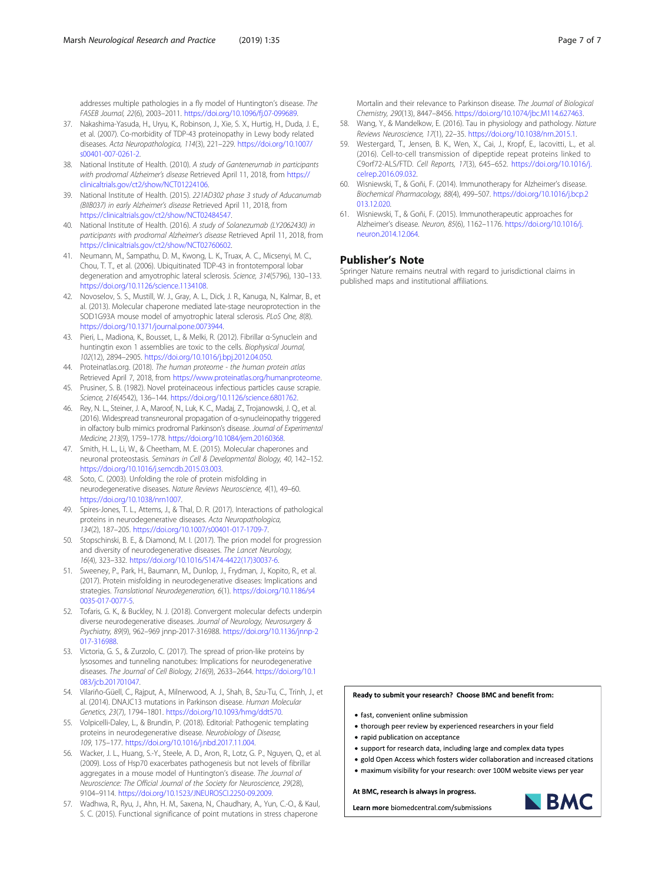addresses multiple pathologies in a fly model of Huntington's disease. *The FASEB Journal, 22*(6), 2003–2011. https://doi.org/10.1096/fj.07-099689.

37. Nakashima-Yasuda, H., Uryu, K., Robinson, J., Xie, S. X., Hurtig, H., Duda, J. E., et al. (2007). Co-morbidity of TDP-43 proteinopathy in Lewy body related diseases. *Acta Neuropathologica, 114*(3), 221–229. https://doi.org/10.1007/s00401-007-0261-2.
38. National Institute of Health. (2010). *A study of Gantenerumab in participants with prodromal Alzheimer's disease* Retrieved April 11, 2018, from https://clinicaltrials.gov/ct2/show/NCT01224106.
39. National Institute of Health. (2015). *221AD302 phase 3 study of Aducanumab (BIIB037) in early Alzheimer's disease* Retrieved April 11, 2018, from https://clinicaltrials.gov/ct2/show/NCT02484547.
40. National Institute of Health. (2016). *A study of Solanezumab (LY2062430) in participants with prodromal Alzheimer's disease* Retrieved April 11, 2018, from https://clinicaltrials.gov/ct2/show/NCT02760602.
41. Neumann, M., Sampathu, D. M., Kwong, L. K., Truax, A. C., Micsenyi, M. C., Chou, T. T., et al. (2006). Ubiquitinated TDP-43 in frontotemporal lobar degeneration and amyotrophic lateral sclerosis. *Science, 314*(5796), 130–133. https://doi.org/10.1126/science.1134108.
42. Novoselov, S. S., Mustill, W. J., Gray, A. L., Dick, J. R., Kanuga, N., Kalmar, B., et al. (2013). Molecular chaperone mediated late-stage neuroprotection in the SOD1G93A mouse model of amyotrophic lateral sclerosis. *PLoS One, 8*(8). https://doi.org/10.1371/journal.pone.0073944.
43. Pieri, L., Madiona, K., Bousset, L., & Melki, R. (2012). Fibrillar α-Synuclein and huntingtin exon 1 assemblies are toxic to the cells. *Biophysical Journal, 102*(12), 2894–2905. https://doi.org/10.1016/j.bpj.2012.04.050.
44. Proteinatlas.org. (2018). *The human proteome - the human protein atlas* Retrieved April 7, 2018, from https://www.proteinatlas.org/humanproteome.
45. Prusiner, S. B. (1982). Novel proteinaceous infectious particles cause scrapie. *Science, 216*(4542), 136–144. https://doi.org/10.1126/science.6801762.
46. Rey, N. L., Steiner, J. A., Maroof, N., Luk, K. C., Madaj, Z., Trojanowski, J. Q., et al. (2016). Widespread transneuronal propagation of α-synucleinopathy triggered in olfactory bulb mimics prodromal Parkinson's disease. *Journal of Experimental Medicine, 213*(9), 1759–1778. https://doi.org/10.1084/jem.20160368.
47. Smith, H. L., Li, W., & Cheetham, M. E. (2015). Molecular chaperones and neuronal proteostasis. *Seminars in Cell & Developmental Biology, 40*, 142–152. https://doi.org/10.1016/j.semcdb.2015.03.003.
48. Soto, C. (2003). Unfolding the role of protein misfolding in neurodegenerative diseases. *Nature Reviews Neuroscience, 4*(1), 49–60. https://doi.org/10.1038/nrn1007.
49. Spires-Jones, T. L., Attems, J., & Thal, D. R. (2017). Interactions of pathological proteins in neurodegenerative diseases. *Acta Neuropathologica, 134*(2), 187–205. https://doi.org/10.1007/s00401-017-1709-7.
50. Stopschinski, B. E., & Diamond, M. I. (2017). The prion model for progression and diversity of neurodegenerative diseases. *The Lancet Neurology, 16*(4), 323–332. https://doi.org/10.1016/S1474-4422(17)30037-6.
51. Sweeney, P., Park, H., Baumann, M., Dunlop, J., Frydman, J., Kopito, R., et al. (2017). Protein misfolding in neurodegenerative diseases: Implications and strategies. *Translational Neurodegeneration, 6*(1). https://doi.org/10.1186/s40035-017-0077-5.
52. Tofaris, G. K., & Buckley, N. J. (2018). Convergent molecular defects underpin diverse neurodegenerative diseases. *Journal of Neurology, Neurosurgery & Psychiatry, 89*(9), 962–969 jnnp-2017-316988. https://doi.org/10.1136/jnnp-2017-316988.
53. Victoria, G. S., & Zurzolo, C. (2017). The spread of prion-like proteins by lysosomes and tunneling nanotubes: Implications for neurodegenerative diseases. *The Journal of Cell Biology, 216*(9), 2633–2644. https://doi.org/10.1083/jcb.201701047.
54. Vilariño-Güell, C., Rajput, A., Milnerwood, A. J., Shah, B., Szu-Tu, C., Trinh, J., et al. (2014). DNAJC13 mutations in Parkinson disease. *Human Molecular Genetics, 23*(7), 1794–1801. https://doi.org/10.1093/hmg/ddt570.
55. Volpicelli-Daley, L., & Brundin, P. (2018). Editorial: Pathogenic templating proteins in neurodegenerative disease. *Neurobiology of Disease, 109*, 175–177. https://doi.org/10.1016/j.nbd.2017.11.004.
56. Wacker, J. L., Huang, S.-Y., Steele, A. D., Aron, R., Lotz, G. P., Nguyen, Q., et al. (2009). Loss of Hsp70 exacerbates pathogenesis but not levels of fibrillar aggregates in a mouse model of Huntington's disease. *The Journal of Neuroscience: The Official Journal of the Society for Neuroscience, 29*(28), 9104–9114. https://doi.org/10.1523/JNEUROSCI.2250-09.2009.
57. Wadhwa, R., Ryu, J., Ahn, H. M., Saxena, N., Chaudhary, A., Yun, C.-O., & Kaul, S. C. (2015). Functional significance of point mutations in stress chaperone Mortalin and their relevance to Parkinson disease. *The Journal of Biological Chemistry, 290*(13), 8447–8456. https://doi.org/10.1074/jbc.M114.627463.
58. Wang, Y., & Mandelkow, E. (2016). Tau in physiology and pathology. *Nature Reviews Neuroscience, 17*(1), 22–35. https://doi.org/10.1038/nrn.2015.1.
59. Westergard, T., Jensen, B. K., Wen, X., Cai, J., Kropf, E., Iacovitti, L., et al. (2016). Cell-to-cell transmission of dipeptide repeat proteins linked to C9orf72-ALS/FTD. *Cell Reports, 17*(3), 645–652. https://doi.org/10.1016/j.celrep.2016.09.032.
60. Wisniewski, T., & Goñi, F. (2014). Immunotherapy for Alzheimer's disease. *Biochemical Pharmacology, 88*(4), 499–507. https://doi.org/10.1016/j.bcp.2013.12.020.
61. Wisniewski, T., & Goñi, F. (2015). Immunotherapeutic approaches for Alzheimer's disease. *Neuron, 85*(6), 1162–1176. https://doi.org/10.1016/j.neuron.2014.12.064.

## Publisher's Note

Springer Nature remains neutral with regard to jurisdictional claims in published maps and institutional affiliations.

**Ready to submit your research? Choose BMC and benefit from:**

- fast, convenient online submission
- thorough peer review by experienced researchers in your field
- rapid publication on acceptance
- support for research data, including large and complex data types
- gold Open Access which fosters wider collaboration and increased citations
- maximum visibility for your research: over 100M website views per year

**At BMC, research is always in progress.**

**Learn more** biomedcentral.com/submissions

BMC